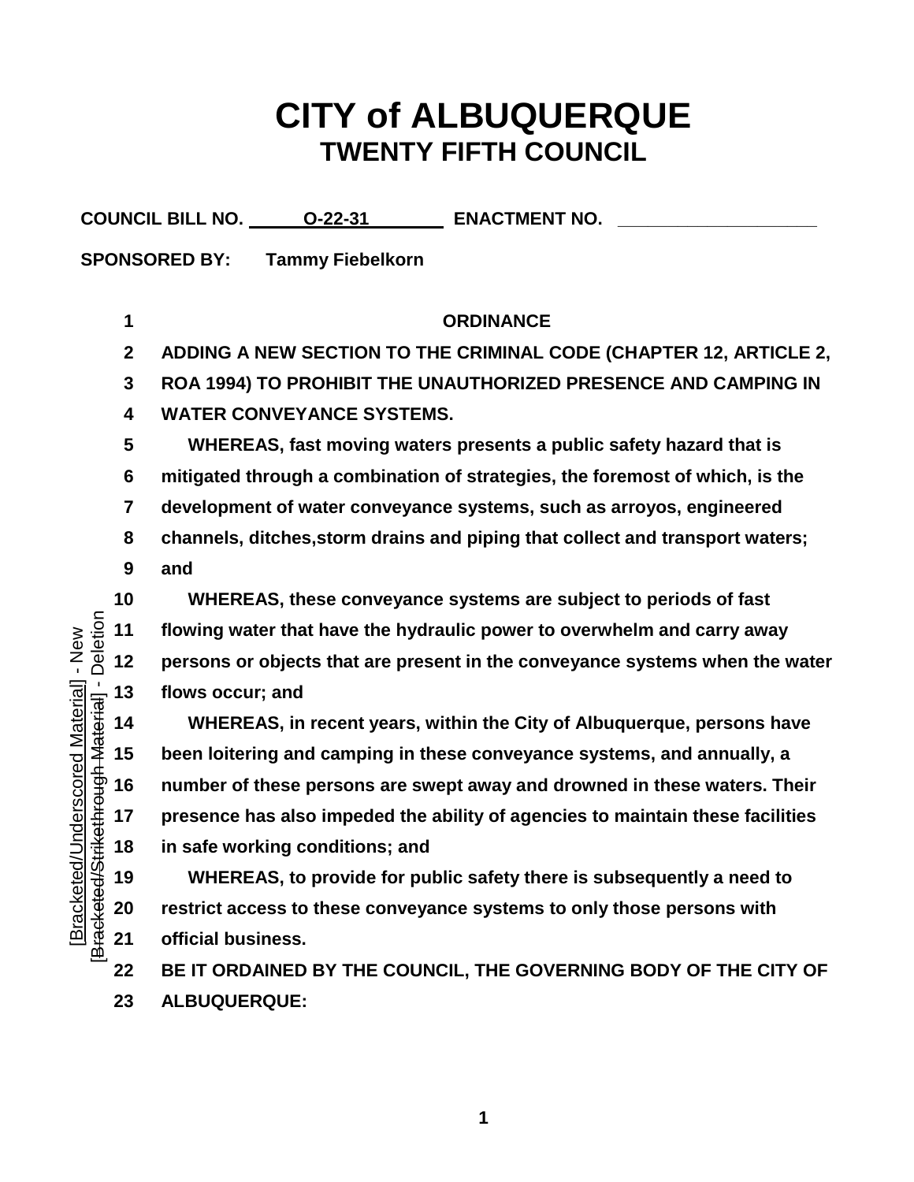# CITY of ALBUQUERQUE
## TWENTY FIFTH COUNCIL

**COUNCIL BILL NO. O-22-31 ENACTMENT NO. ____________________**

**SPONSORED BY: Tammy Fiebelkorn**

[Bracketed/Underscored Material] - New
[Bracketed/Strikethrough Material] - Deletion

**ORDINANCE**

**ADDING A NEW SECTION TO THE CRIMINAL CODE (CHAPTER 12, ARTICLE 2, ROA 1994) TO PROHIBIT THE UNAUTHORIZED PRESENCE AND CAMPING IN WATER CONVEYANCE SYSTEMS.**

**WHEREAS, fast moving waters presents a public safety hazard that is mitigated through a combination of strategies, the foremost of which, is the development of water conveyance systems, such as arroyos, engineered channels, ditches,storm drains and piping that collect and transport waters; and**

**WHEREAS, these conveyance systems are subject to periods of fast flowing water that have the hydraulic power to overwhelm and carry away persons or objects that are present in the conveyance systems when the water flows occur; and**

**WHEREAS, in recent years, within the City of Albuquerque, persons have been loitering and camping in these conveyance systems, and annually, a number of these persons are swept away and drowned in these waters. Their presence has also impeded the ability of agencies to maintain these facilities in safe working conditions; and**

**WHEREAS, to provide for public safety there is subsequently a need to restrict access to these conveyance systems to only those persons with official business.**

**BE IT ORDAINED BY THE COUNCIL, THE GOVERNING BODY OF THE CITY OF ALBUQUERQUE:**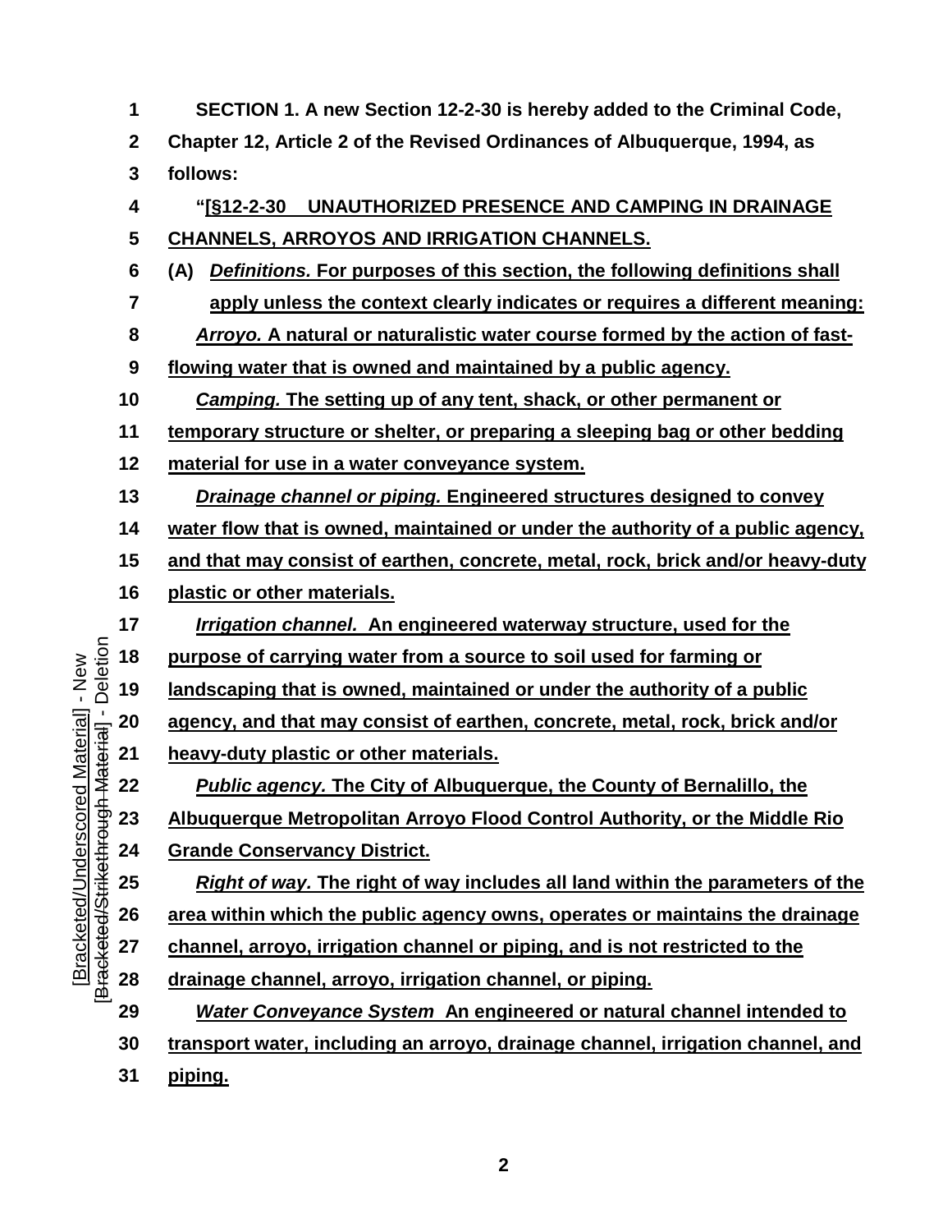**SECTION 1. A new Section 12-2-30 is hereby added to the Criminal Code, Chapter 12, Article 2 of the Revised Ordinances of Albuquerque, 1994, as follows:**

**"[§12-2-30 UNAUTHORIZED PRESENCE AND CAMPING IN DRAINAGE CHANNELS, ARROYOS AND IRRIGATION CHANNELS.**

**(A) *Definitions.* For purposes of this section, the following definitions shall apply unless the context clearly indicates or requires a different meaning:**

***Arroyo.* A natural or naturalistic water course formed by the action of fast-flowing water that is owned and maintained by a public agency.**

***Camping.* The setting up of any tent, shack, or other permanent or temporary structure or shelter, or preparing a sleeping bag or other bedding material for use in a water conveyance system.**

***Drainage channel or piping.* Engineered structures designed to convey water flow that is owned, maintained or under the authority of a public agency, and that may consist of earthen, concrete, metal, rock, brick and/or heavy-duty plastic or other materials.**

***Irrigation channel.* An engineered waterway structure, used for the purpose of carrying water from a source to soil used for farming or landscaping that is owned, maintained or under the authority of a public agency, and that may consist of earthen, concrete, metal, rock, brick and/or heavy-duty plastic or other materials.**

***Public agency.* The City of Albuquerque, the County of Bernalillo, the Albuquerque Metropolitan Arroyo Flood Control Authority, or the Middle Rio Grande Conservancy District.**

***Right of way.* The right of way includes all land within the parameters of the area within which the public agency owns, operates or maintains the drainage channel, arroyo, irrigation channel or piping, and is not restricted to the drainage channel, arroyo, irrigation channel, or piping.**

***Water Conveyance System* An engineered or natural channel intended to transport water, including an arroyo, drainage channel, irrigation channel, and piping.**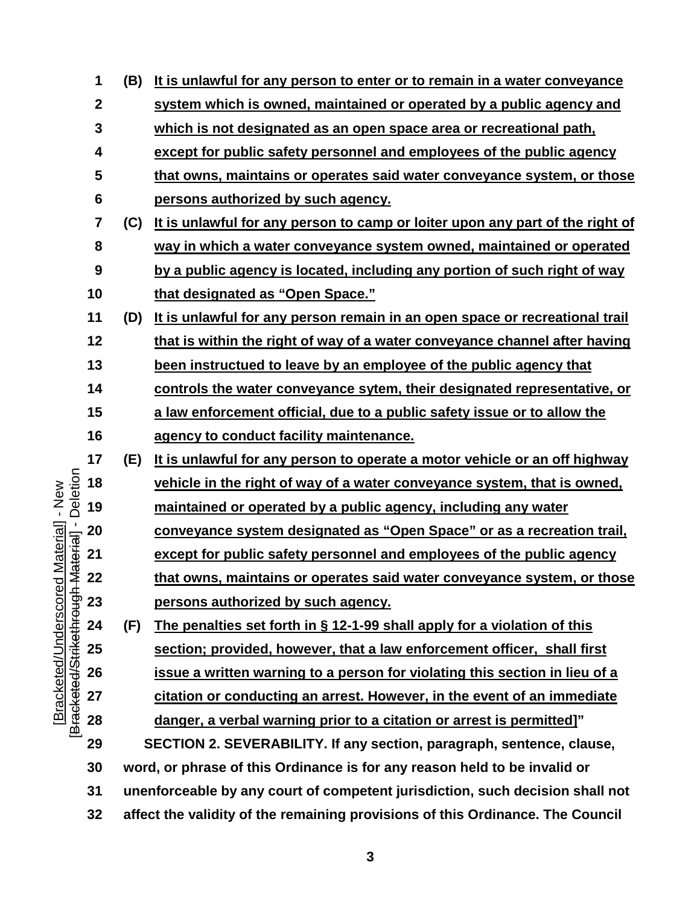(B) It is unlawful for any person to enter or to remain in a water conveyance system which is owned, maintained or operated by a public agency and which is not designated as an open space area or recreational path, except for public safety personnel and employees of the public agency that owns, maintains or operates said water conveyance system, or those persons authorized by such agency.

(C) It is unlawful for any person to camp or loiter upon any part of the right of way in which a water conveyance system owned, maintained or operated by a public agency is located, including any portion of such right of way that designated as "Open Space."

(D) It is unlawful for any person remain in an open space or recreational trail that is within the right of way of a water conveyance channel after having been instructued to leave by an employee of the public agency that controls the water conveyance sytem, their designated representative, or a law enforcement official, due to a public safety issue or to allow the agency to conduct facility maintenance.

(E) It is unlawful for any person to operate a motor vehicle or an off highway vehicle in the right of way of a water conveyance system, that is owned, maintained or operated by a public agency, including any water conveyance system designated as "Open Space" or as a recreation trail, except for public safety personnel and employees of the public agency that owns, maintains or operates said water conveyance system, or those persons authorized by such agency.

(F) The penalties set forth in § 12-1-99 shall apply for a violation of this section; provided, however, that a law enforcement officer, shall first issue a written warning to a person for violating this section in lieu of a citation or conducting an arrest. However, in the event of an immediate danger, a verbal warning prior to a citation or arrest is permitted]"

**SECTION 2. SEVERABILITY. If any section, paragraph, sentence, clause, word, or phrase of this Ordinance is for any reason held to be invalid or unenforceable by any court of competent jurisdiction, such decision shall not affect the validity of the remaining provisions of this Ordinance. The Council**

[Bracketed/Underscored Material] - New
[Bracketed/Strikethrough Material] - Deletion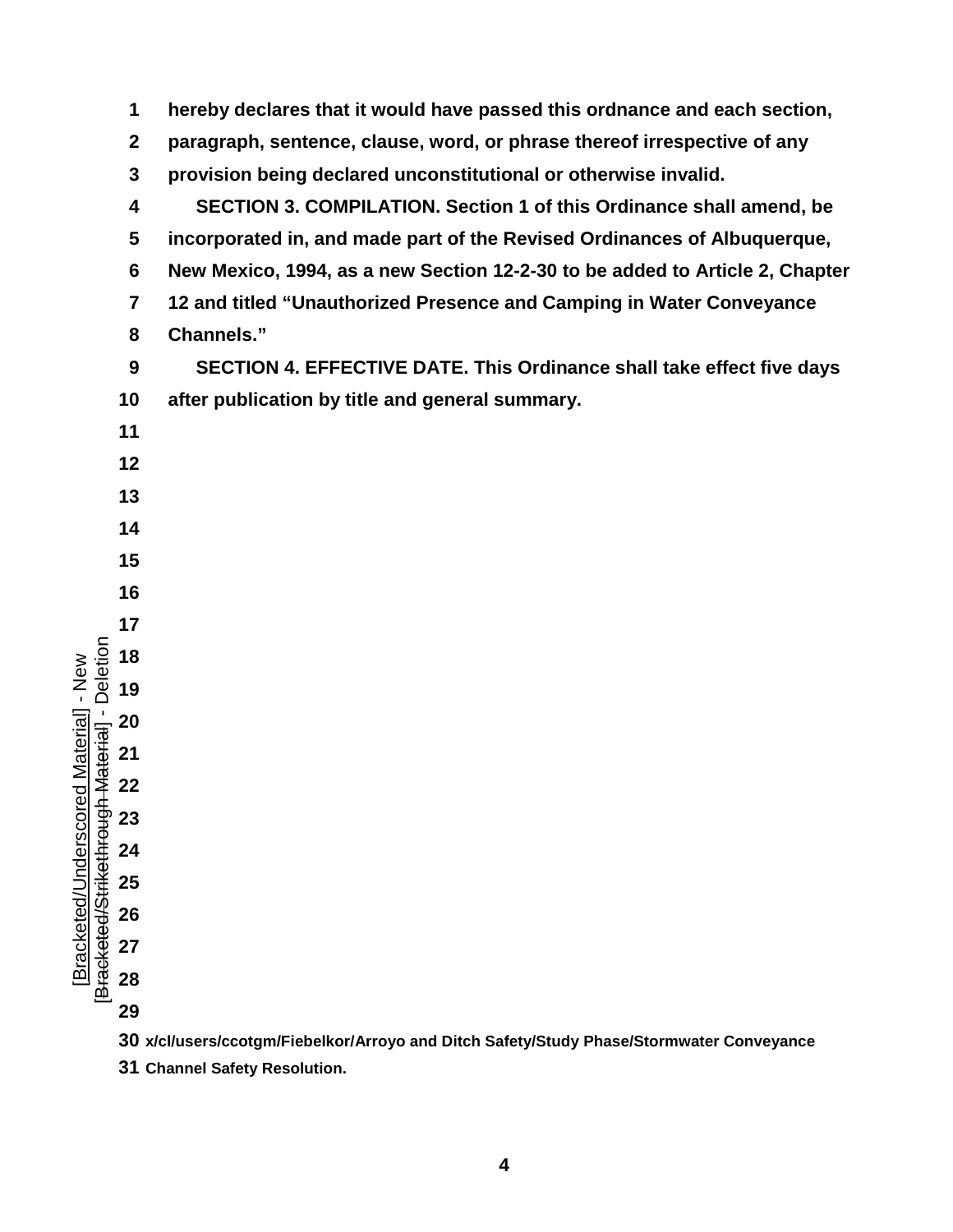hereby declares that it would have passed this ordnance and each section, paragraph, sentence, clause, word, or phrase thereof irrespective of any provision being declared unconstitutional or otherwise invalid.

**SECTION 3. COMPILATION.** Section 1 of this Ordinance shall amend, be incorporated in, and made part of the Revised Ordinances of Albuquerque, New Mexico, 1994, as a new Section 12-2-30 to be added to Article 2, Chapter 12 and titled "Unauthorized Presence and Camping in Water Conveyance Channels."

**SECTION 4. EFFECTIVE DATE.** This Ordinance shall take effect five days after publication by title and general summary.

[Bracketed/Underscored Material] - New
[Bracketed/Strikethrough Material] - Deletion

x/cl/users/ccotgm/Fiebelkor/Arroyo and Ditch Safety/Study Phase/Stormwater Conveyance Channel Safety Resolution.